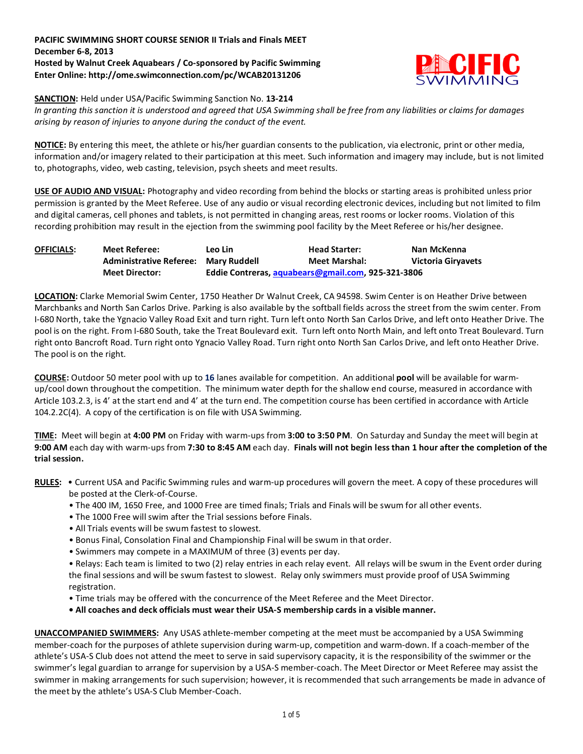**PACIFIC SWIMMING SHORT COURSE SENIOR II Trials and Finals MEET**
**December 6-8, 2013**
**Hosted by Walnut Creek Aquabears / Co-sponsored by Pacific Swimming**
**Enter Online: http://ome.swimconnection.com/pc/WCAB20131206**

**SANCTION:** Held under USA/Pacific Swimming Sanction No. **13-214**
*In granting this sanction it is understood and agreed that USA Swimming shall be free from any liabilities or claims for damages arising by reason of injuries to anyone during the conduct of the event.*

**NOTICE:** By entering this meet, the athlete or his/her guardian consents to the publication, via electronic, print or other media, information and/or imagery related to their participation at this meet. Such information and imagery may include, but is not limited to, photographs, video, web casting, television, psych sheets and meet results.

**USE OF AUDIO AND VISUAL:** Photography and video recording from behind the blocks or starting areas is prohibited unless prior permission is granted by the Meet Referee. Use of any audio or visual recording electronic devices, including but not limited to film and digital cameras, cell phones and tablets, is not permitted in changing areas, rest rooms or locker rooms. Violation of this recording prohibition may result in the ejection from the swimming pool facility by the Meet Referee or his/her designee.

**OFFICIALS:**

| | | |
|---|---|---|
| **Meet Referee:** Leo Lin | **Head Starter:** Nan McKenna | |
| **Administrative Referee:** Mary Ruddell | **Meet Marshal:** Victoria Giryavets | |
| **Meet Director:** Eddie Contreras, aquabears@gmail.com, 925-321-3806 | | |

**LOCATION:** Clarke Memorial Swim Center, 1750 Heather Dr Walnut Creek, CA 94598. Swim Center is on Heather Drive between Marchbanks and North San Carlos Drive. Parking is also available by the softball fields across the street from the swim center. From I-680 North, take the Ygnacio Valley Road Exit and turn right. Turn left onto North San Carlos Drive, and left onto Heather Drive. The pool is on the right. From I-680 South, take the Treat Boulevard exit. Turn left onto North Main, and left onto Treat Boulevard. Turn right onto Bancroft Road. Turn right onto Ygnacio Valley Road. Turn right onto North San Carlos Drive, and left onto Heather Drive. The pool is on the right.

**COURSE:** Outdoor 50 meter pool with up to **16** lanes available for competition. An additional **pool** will be available for warm-up/cool down throughout the competition. The minimum water depth for the shallow end course, measured in accordance with Article 103.2.3, is 4' at the start end and 4' at the turn end. The competition course has been certified in accordance with Article 104.2.2C(4). A copy of the certification is on file with USA Swimming.

**TIME:** Meet will begin at **4:00 PM** on Friday with warm-ups from **3:00 to 3:50 PM**. On Saturday and Sunday the meet will begin at **9:00 AM** each day with warm-ups from **7:30 to 8:45 AM** each day. **Finals will not begin less than 1 hour after the completion of the trial session.**

**RULES:**

- Current USA and Pacific Swimming rules and warm-up procedures will govern the meet. A copy of these procedures will be posted at the Clerk-of-Course.
- The 400 IM, 1650 Free, and 1000 Free are timed finals; Trials and Finals will be swum for all other events.
- The 1000 Free will swim after the Trial sessions before Finals.
- All Trials events will be swum fastest to slowest.
- Bonus Final, Consolation Final and Championship Final will be swum in that order.
- Swimmers may compete in a MAXIMUM of three (3) events per day.
- Relays: Each team is limited to two (2) relay entries in each relay event. All relays will be swum in the Event order during the final sessions and will be swum fastest to slowest. Relay only swimmers must provide proof of USA Swimming registration.
- Time trials may be offered with the concurrence of the Meet Referee and the Meet Director.
- **All coaches and deck officials must wear their USA-S membership cards in a visible manner.**

**UNACCOMPANIED SWIMMERS:** Any USAS athlete-member competing at the meet must be accompanied by a USA Swimming member-coach for the purposes of athlete supervision during warm-up, competition and warm-down. If a coach-member of the athlete's USA-S Club does not attend the meet to serve in said supervisory capacity, it is the responsibility of the swimmer or the swimmer's legal guardian to arrange for supervision by a USA-S member-coach. The Meet Director or Meet Referee may assist the swimmer in making arrangements for such supervision; however, it is recommended that such arrangements be made in advance of the meet by the athlete's USA-S Club Member-Coach.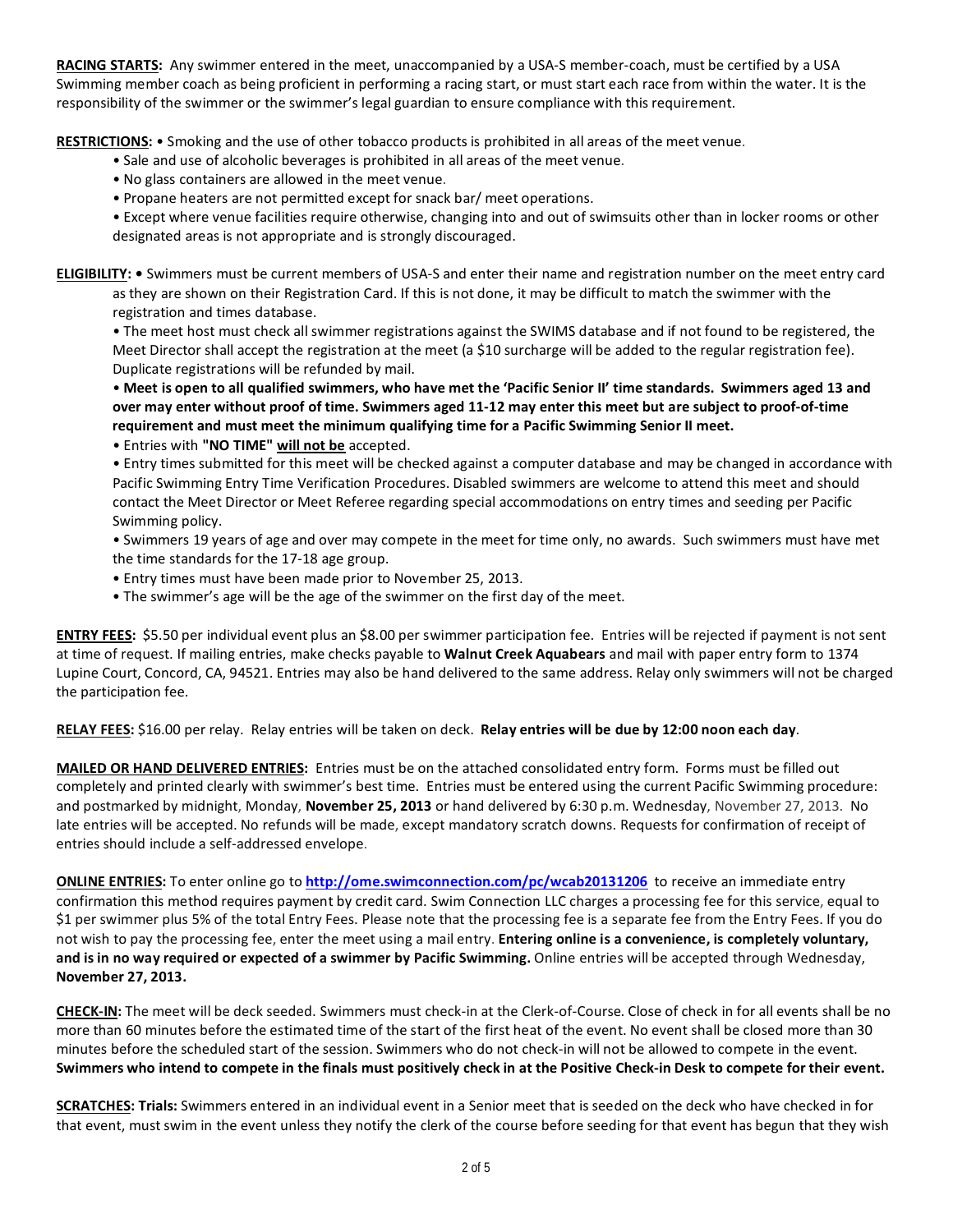**RACING STARTS:** Any swimmer entered in the meet, unaccompanied by a USA-S member-coach, must be certified by a USA Swimming member coach as being proficient in performing a racing start, or must start each race from within the water. It is the responsibility of the swimmer or the swimmer's legal guardian to ensure compliance with this requirement.

**RESTRICTIONS:** • Smoking and the use of other tobacco products is prohibited in all areas of the meet venue.

- Sale and use of alcoholic beverages is prohibited in all areas of the meet venue.
- No glass containers are allowed in the meet venue.
- Propane heaters are not permitted except for snack bar/ meet operations.
- Except where venue facilities require otherwise, changing into and out of swimsuits other than in locker rooms or other designated areas is not appropriate and is strongly discouraged.

**ELIGIBILITY:** • Swimmers must be current members of USA-S and enter their name and registration number on the meet entry card as they are shown on their Registration Card. If this is not done, it may be difficult to match the swimmer with the registration and times database.

- The meet host must check all swimmer registrations against the SWIMS database and if not found to be registered, the Meet Director shall accept the registration at the meet (a $10 surcharge will be added to the regular registration fee). Duplicate registrations will be refunded by mail.
- **Meet is open to all qualified swimmers, who have met the 'Pacific Senior II' time standards. Swimmers aged 13 and over may enter without proof of time. Swimmers aged 11-12 may enter this meet but are subject to proof-of-time requirement and must meet the minimum qualifying time for a Pacific Swimming Senior II meet.**
- Entries with **"NO TIME"** **<u>will not be</u>** accepted.
- Entry times submitted for this meet will be checked against a computer database and may be changed in accordance with Pacific Swimming Entry Time Verification Procedures. Disabled swimmers are welcome to attend this meet and should contact the Meet Director or Meet Referee regarding special accommodations on entry times and seeding per Pacific Swimming policy.
- Swimmers 19 years of age and over may compete in the meet for time only, no awards. Such swimmers must have met the time standards for the 17-18 age group.
- Entry times must have been made prior to November 25, 2013.
- The swimmer's age will be the age of the swimmer on the first day of the meet.

**ENTRY FEES:** $5.50 per individual event plus an $8.00 per swimmer participation fee. Entries will be rejected if payment is not sent at time of request. If mailing entries, make checks payable to **Walnut Creek Aquabears** and mail with paper entry form to 1374 Lupine Court, Concord, CA, 94521. Entries may also be hand delivered to the same address. Relay only swimmers will not be charged the participation fee.

**RELAY FEES:** $16.00 per relay. Relay entries will be taken on deck. **Relay entries will be due by 12:00 noon each day**.

**MAILED OR HAND DELIVERED ENTRIES:** Entries must be on the attached consolidated entry form. Forms must be filled out completely and printed clearly with swimmer's best time. Entries must be entered using the current Pacific Swimming procedure: and postmarked by midnight, Monday, **November 25, 2013** or hand delivered by 6:30 p.m. Wednesday, November 27, 2013. No late entries will be accepted. No refunds will be made, except mandatory scratch downs. Requests for confirmation of receipt of entries should include a self-addressed envelope.

**ONLINE ENTRIES:** To enter online go to **http://ome.swimconnection.com/pc/wcab20131206** to receive an immediate entry confirmation this method requires payment by credit card. Swim Connection LLC charges a processing fee for this service, equal to $1 per swimmer plus 5% of the total Entry Fees. Please note that the processing fee is a separate fee from the Entry Fees. If you do not wish to pay the processing fee, enter the meet using a mail entry. **Entering online is a convenience, is completely voluntary, and is in no way required or expected of a swimmer by Pacific Swimming.** Online entries will be accepted through Wednesday, **November 27, 2013.**

**CHECK-IN:** The meet will be deck seeded. Swimmers must check-in at the Clerk-of-Course. Close of check in for all events shall be no more than 60 minutes before the estimated time of the start of the first heat of the event. No event shall be closed more than 30 minutes before the scheduled start of the session. Swimmers who do not check-in will not be allowed to compete in the event. **Swimmers who intend to compete in the finals must positively check in at the Positive Check-in Desk to compete for their event.**

**SCRATCHES: Trials:** Swimmers entered in an individual event in a Senior meet that is seeded on the deck who have checked in for that event, must swim in the event unless they notify the clerk of the course before seeding for that event has begun that they wish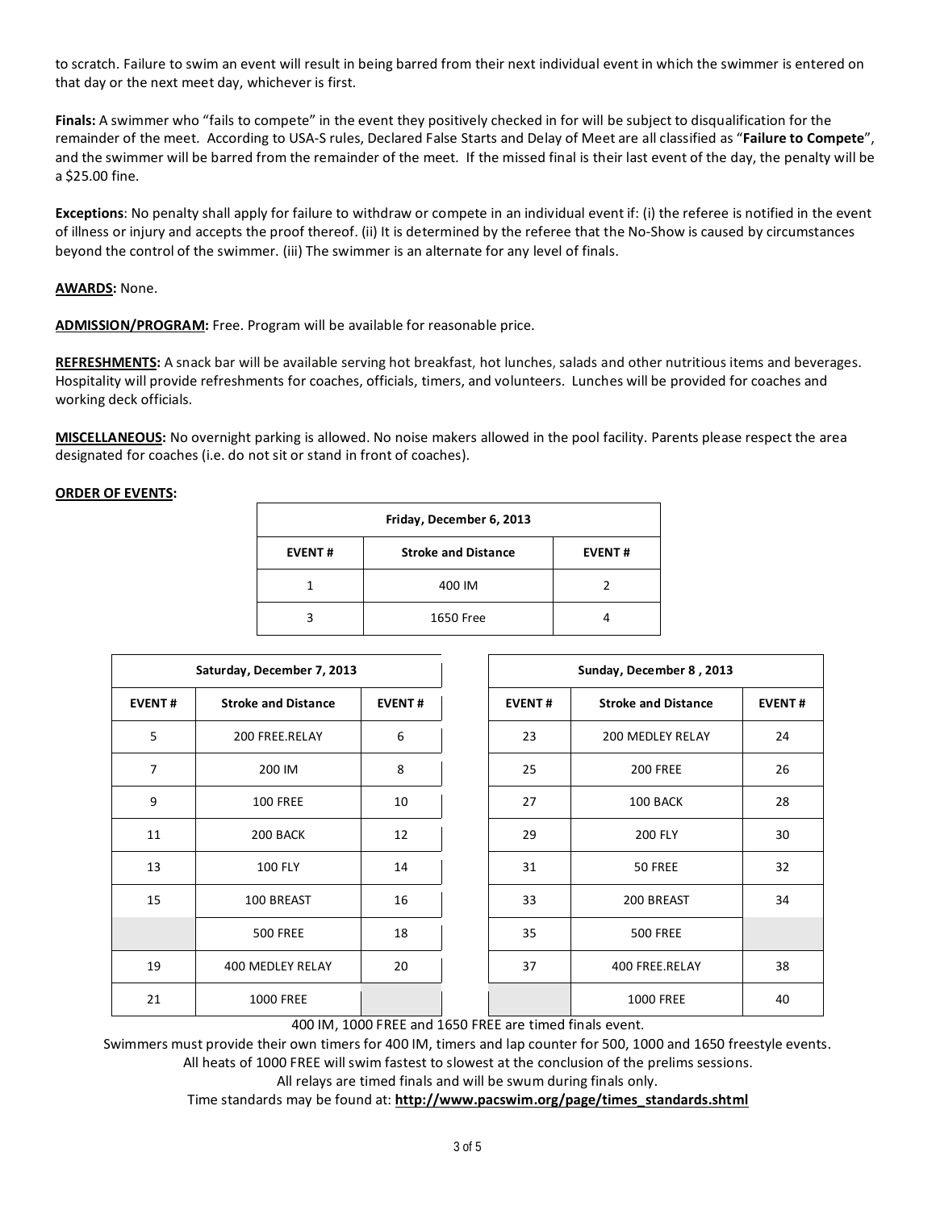to scratch. Failure to swim an event will result in being barred from their next individual event in which the swimmer is entered on that day or the next meet day, whichever is first.

**Finals:** A swimmer who "fails to compete" in the event they positively checked in for will be subject to disqualification for the remainder of the meet. According to USA-S rules, Declared False Starts and Delay of Meet are all classified as "**Failure to Compete**", and the swimmer will be barred from the remainder of the meet. If the missed final is their last event of the day, the penalty will be a $25.00 fine.

**Exceptions**: No penalty shall apply for failure to withdraw or compete in an individual event if: (i) the referee is notified in the event of illness or injury and accepts the proof thereof. (ii) It is determined by the referee that the No-Show is caused by circumstances beyond the control of the swimmer. (iii) The swimmer is an alternate for any level of finals.

**AWARDS:** None.

**ADMISSION/PROGRAM:** Free. Program will be available for reasonable price.

**REFRESHMENTS:** A snack bar will be available serving hot breakfast, hot lunches, salads and other nutritious items and beverages. Hospitality will provide refreshments for coaches, officials, timers, and volunteers. Lunches will be provided for coaches and working deck officials.

**MISCELLANEOUS:** No overnight parking is allowed. No noise makers allowed in the pool facility. Parents please respect the area designated for coaches (i.e. do not sit or stand in front of coaches).

**ORDER OF EVENTS:**

| Friday, December 6, 2013 | | |
|---|---|---|
| **EVENT #** | **Stroke and Distance** | **EVENT #** |
| 1 | 400 IM | 2 |
| 3 | 1650 Free | 4 |

| Saturday, December 7, 2013 | | |
|---|---|---|
| **EVENT #** | **Stroke and Distance** | **EVENT #** |
| 5 | 200 FREE.RELAY | 6 |
| 7 | 200 IM | 8 |
| 9 | 100 FREE | 10 |
| 11 | 200 BACK | 12 |
| 13 | 100 FLY | 14 |
| 15 | 100 BREAST | 16 |
| | 500 FREE | 18 |
| 19 | 400 MEDLEY RELAY | 20 |
| 21 | 1000 FREE | |

| Sunday, December 8 , 2013 | | |
|---|---|---|
| **EVENT #** | **Stroke and Distance** | **EVENT #** |
| 23 | 200 MEDLEY RELAY | 24 |
| 25 | 200 FREE | 26 |
| 27 | 100 BACK | 28 |
| 29 | 200 FLY | 30 |
| 31 | 50 FREE | 32 |
| 33 | 200 BREAST | 34 |
| 35 | 500 FREE | |
| 37 | 400 FREE.RELAY | 38 |
| | 1000 FREE | 40 |

400 IM, 1000 FREE and 1650 FREE are timed finals event.

Swimmers must provide their own timers for 400 IM, timers and lap counter for 500, 1000 and 1650 freestyle events.

All heats of 1000 FREE will swim fastest to slowest at the conclusion of the prelims sessions.

All relays are timed finals and will be swum during finals only.

Time standards may be found at: **http://www.pacswim.org/page/times_standards.shtml**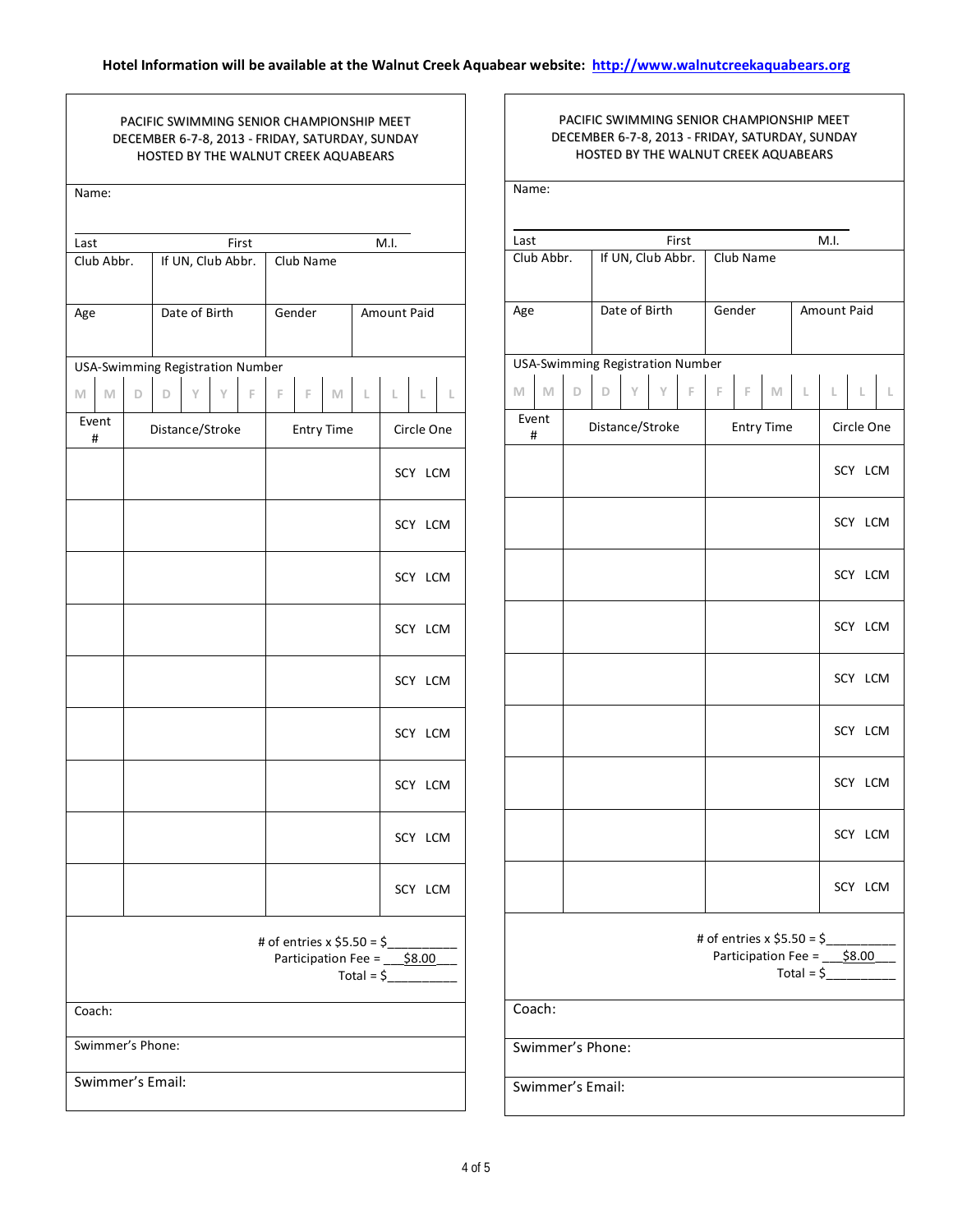**Hotel Information will be available at the Walnut Creek Aquabear website: http://www.walnutcreekaquabears.org**

PACIFIC SWIMMING SENIOR CHAMPIONSHIP MEET
DECEMBER 6-7-8, 2013 - FRIDAY, SATURDAY, SUNDAY
HOSTED BY THE WALNUT CREEK AQUABEARS

Name:

Last First M.I.

| Club Abbr. | If UN, Club Abbr. | Club Name | |
|---|---|---|---|
| | | | |
| Age | Date of Birth | Gender | Amount Paid |
| | | | |

USA-Swimming Registration Number

| M | M | D | D | Y | Y | F | F | F | M | L | L | L | L |
|---|---|---|---|---|---|---|---|---|---|---|---|---|---|
| | | | | | | | | | | | | | |

| Event # | Distance/Stroke | Entry Time | Circle One |
|---|---|---|---|
| | | | SCY LCM |
| | | | SCY LCM |
| | | | SCY LCM |
| | | | SCY LCM |
| | | | SCY LCM |
| | | | SCY LCM |
| | | | SCY LCM |
| | | | SCY LCM |
| | | | SCY LCM |

# of entries x $5.50 = $__________
Participation Fee = ___$8.00___
Total = $__________

Coach:

Swimmer's Phone:

Swimmer's Email:

---

PACIFIC SWIMMING SENIOR CHAMPIONSHIP MEET
DECEMBER 6-7-8, 2013 - FRIDAY, SATURDAY, SUNDAY
HOSTED BY THE WALNUT CREEK AQUABEARS

Name:

Last First M.I.

| Club Abbr. | If UN, Club Abbr. | Club Name | |
|---|---|---|---|
| | | | |
| Age | Date of Birth | Gender | Amount Paid |
| | | | |

USA-Swimming Registration Number

| M | M | D | D | Y | Y | F | F | F | M | L | L | L | L |
|---|---|---|---|---|---|---|---|---|---|---|---|---|---|
| | | | | | | | | | | | | | |

| Event # | Distance/Stroke | Entry Time | Circle One |
|---|---|---|---|
| | | | SCY LCM |
| | | | SCY LCM |
| | | | SCY LCM |
| | | | SCY LCM |
| | | | SCY LCM |
| | | | SCY LCM |
| | | | SCY LCM |
| | | | SCY LCM |
| | | | SCY LCM |

# of entries x $5.50 = $__________
Participation Fee = ___$8.00___
Total = $__________

Coach:

Swimmer's Phone:

Swimmer's Email: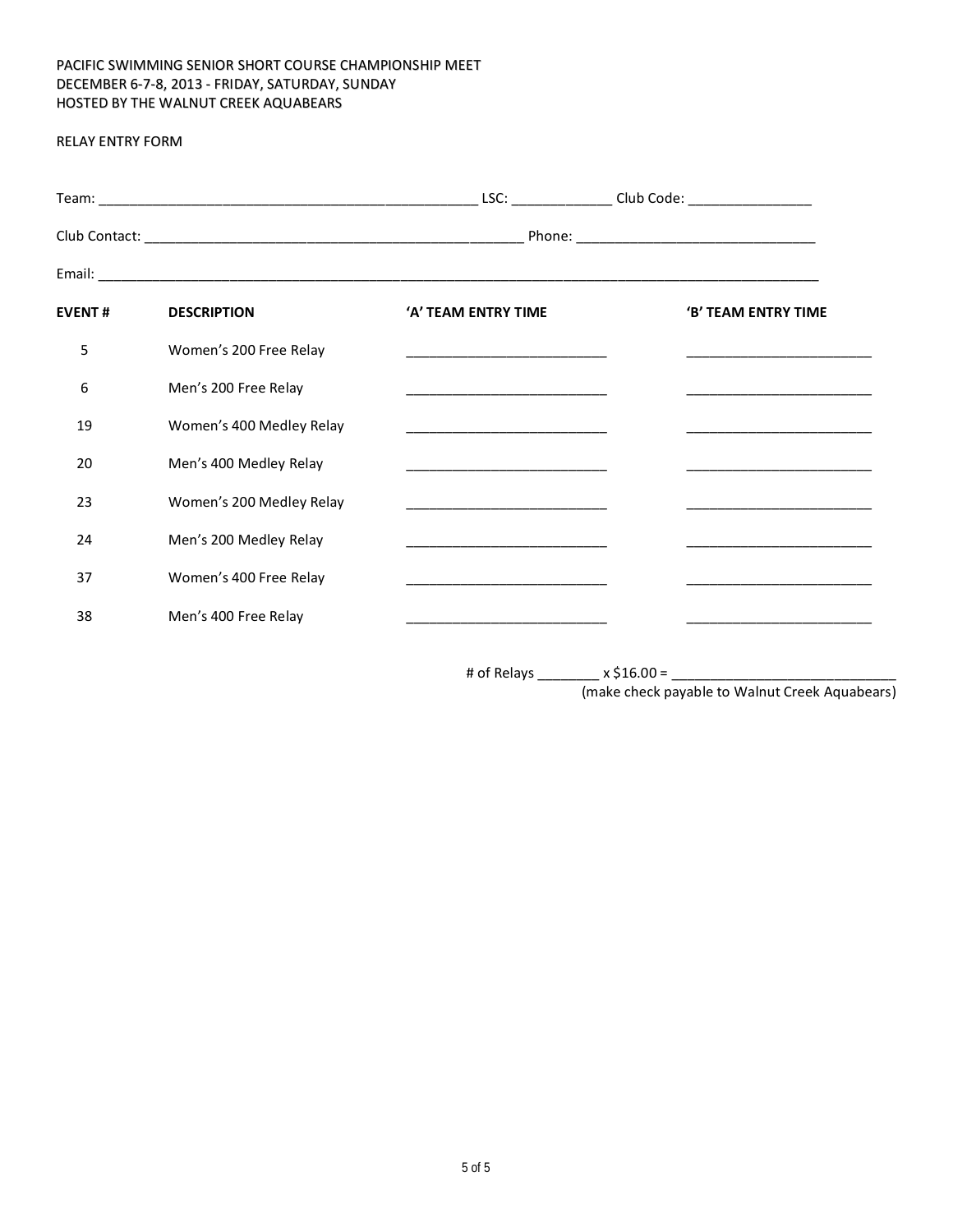PACIFIC SWIMMING SENIOR SHORT COURSE CHAMPIONSHIP MEET
DECEMBER 6-7-8, 2013 - FRIDAY, SATURDAY, SUNDAY
HOSTED BY THE WALNUT CREEK AQUABEARS

RELAY ENTRY FORM

Team: ______________________________________________ LSC: ____________ Club Code: _______________

Club Contact: ______________________________________________ Phone: ______________________________

Email: ________________________________________________________________________________________

| EVENT # | DESCRIPTION | 'A' TEAM ENTRY TIME | 'B' TEAM ENTRY TIME |
|---|---|---|---|
| 5 | Women's 200 Free Relay | ________________________ | ________________________ |
| 6 | Men's 200 Free Relay | ________________________ | ________________________ |
| 19 | Women's 400 Medley Relay | ________________________ | ________________________ |
| 20 | Men's 400 Medley Relay | ________________________ | ________________________ |
| 23 | Women's 200 Medley Relay | ________________________ | ________________________ |
| 24 | Men's 200 Medley Relay | ________________________ | ________________________ |
| 37 | Women's 400 Free Relay | ________________________ | ________________________ |
| 38 | Men's 400 Free Relay | ________________________ | ________________________ |

\# of Relays ________ x $16.00 = ____________________________
(make check payable to Walnut Creek Aquabears)